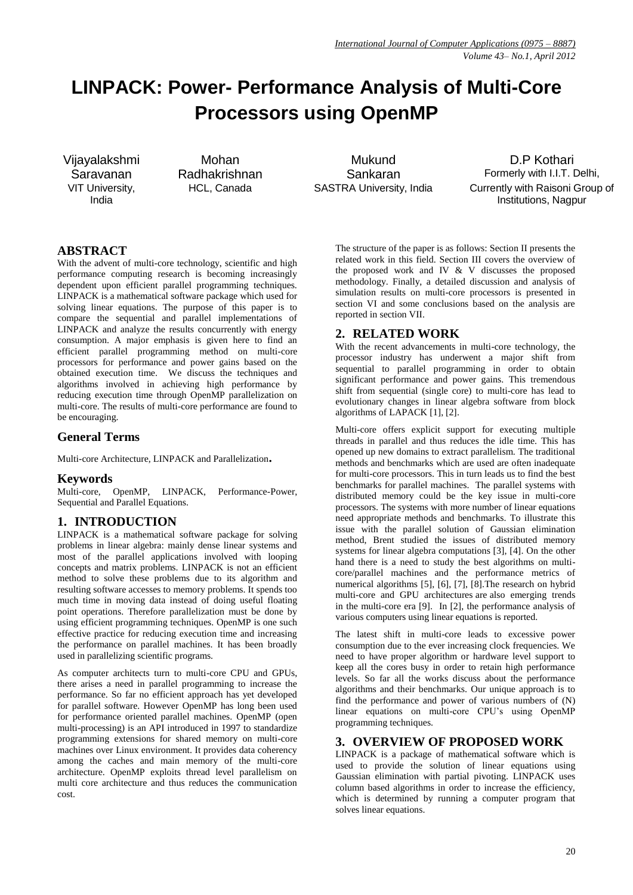# LINPACK: Power- Performance Analysis of Multi-Core Processors using OpenMP

Vijayalakshmi Saravanan
VIT University, India

Mohan Radhakrishnan
HCL, Canada

Mukund Sankaran
SASTRA University, India

D.P Kothari
Formerly with I.I.T. Delhi, Currently with Raisoni Group of Institutions, Nagpur

## ABSTRACT

With the advent of multi-core technology, scientific and high performance computing research is becoming increasingly dependent upon efficient parallel programming techniques. LINPACK is a mathematical software package which used for solving linear equations. The purpose of this paper is to compare the sequential and parallel implementations of LINPACK and analyze the results concurrently with energy consumption. A major emphasis is given here to find an efficient parallel programming method on multi-core processors for performance and power gains based on the obtained execution time. We discuss the techniques and algorithms involved in achieving high performance by reducing execution time through OpenMP parallelization on multi-core. The results of multi-core performance are found to be encouraging.

## General Terms

Multi-core Architecture, LINPACK and Parallelization.

## Keywords

Multi-core, OpenMP, LINPACK, Performance-Power, Sequential and Parallel Equations.

## 1. INTRODUCTION

LINPACK is a mathematical software package for solving problems in linear algebra: mainly dense linear systems and most of the parallel applications involved with looping concepts and matrix problems. LINPACK is not an efficient method to solve these problems due to its algorithm and resulting software accesses to memory problems. It spends too much time in moving data instead of doing useful floating point operations. Therefore parallelization must be done by using efficient programming techniques. OpenMP is one such effective practice for reducing execution time and increasing the performance on parallel machines. It has been broadly used in parallelizing scientific programs.

As computer architects turn to multi-core CPU and GPUs, there arises a need in parallel programming to increase the performance. So far no efficient approach has yet developed for parallel software. However OpenMP has long been used for performance oriented parallel machines. OpenMP (open multi-processing) is an API introduced in 1997 to standardize programming extensions for shared memory on multi-core machines over Linux environment. It provides data coherency among the caches and main memory of the multi-core architecture. OpenMP exploits thread level parallelism on multi core architecture and thus reduces the communication cost.

The structure of the paper is as follows: Section II presents the related work in this field. Section III covers the overview of the proposed work and IV & V discusses the proposed methodology. Finally, a detailed discussion and analysis of simulation results on multi-core processors is presented in section VI and some conclusions based on the analysis are reported in section VII.

## 2. RELATED WORK

With the recent advancements in multi-core technology, the processor industry has underwent a major shift from sequential to parallel programming in order to obtain significant performance and power gains. This tremendous shift from sequential (single core) to multi-core has lead to evolutionary changes in linear algebra software from block algorithms of LAPACK [1], [2].

Multi-core offers explicit support for executing multiple threads in parallel and thus reduces the idle time. This has opened up new domains to extract parallelism. The traditional methods and benchmarks which are used are often inadequate for multi-core processors. This in turn leads us to find the best benchmarks for parallel machines. The parallel systems with distributed memory could be the key issue in multi-core processors. The systems with more number of linear equations need appropriate methods and benchmarks. To illustrate this issue with the parallel solution of Gaussian elimination method, Brent studied the issues of distributed memory systems for linear algebra computations [3], [4]. On the other hand there is a need to study the best algorithms on multi-core/parallel machines and the performance metrics of numerical algorithms [5], [6], [7], [8].The research on hybrid multi-core and GPU architectures are also emerging trends in the multi-core era [9]. In [2], the performance analysis of various computers using linear equations is reported.

The latest shift in multi-core leads to excessive power consumption due to the ever increasing clock frequencies. We need to have proper algorithm or hardware level support to keep all the cores busy in order to retain high performance levels. So far all the works discuss about the performance algorithms and their benchmarks. Our unique approach is to find the performance and power of various numbers of (N) linear equations on multi-core CPU's using OpenMP programming techniques.

## 3. OVERVIEW OF PROPOSED WORK

LINPACK is a package of mathematical software which is used to provide the solution of linear equations using Gaussian elimination with partial pivoting. LINPACK uses column based algorithms in order to increase the efficiency, which is determined by running a computer program that solves linear equations.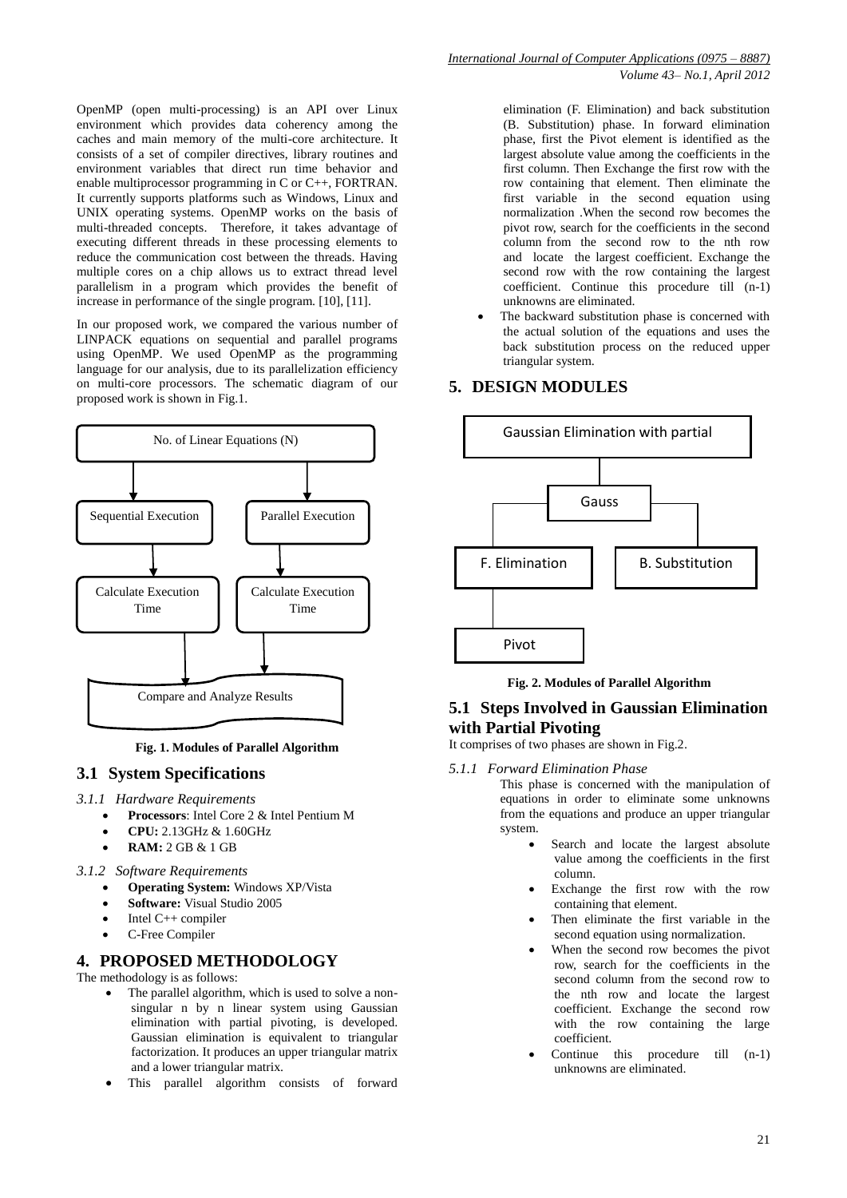OpenMP (open multi-processing) is an API over Linux environment which provides data coherency among the caches and main memory of the multi-core architecture. It consists of a set of compiler directives, library routines and environment variables that direct run time behavior and enable multiprocessor programming in C or C++, FORTRAN. It currently supports platforms such as Windows, Linux and UNIX operating systems. OpenMP works on the basis of multi-threaded concepts. Therefore, it takes advantage of executing different threads in these processing elements to reduce the communication cost between the threads. Having multiple cores on a chip allows us to extract thread level parallelism in a program which provides the benefit of increase in performance of the single program. [10], [11].

In our proposed work, we compared the various number of LINPACK equations on sequential and parallel programs using OpenMP. We used OpenMP as the programming language for our analysis, due to its parallelization efficiency on multi-core processors. The schematic diagram of our proposed work is shown in Fig.1.

No. of Linear Equations (N)

Sequential Execution | Parallel Execution

Calculate Execution Time | Calculate Execution Time

Compare and Analyze Results

**Fig. 1. Modules of Parallel Algorithm**

## 3.1 System Specifications

### *3.1.1 Hardware Requirements*

- **Processors**: Intel Core 2 & Intel Pentium M
- **CPU:** 2.13GHz & 1.60GHz
- **RAM:** 2 GB & 1 GB

### *3.1.2 Software Requirements*

- **Operating System:** Windows XP/Vista
- **Software:** Visual Studio 2005
- Intel C++ compiler
- C-Free Compiler

# 4. PROPOSED METHODOLOGY

The methodology is as follows:

- The parallel algorithm, which is used to solve a non-singular n by n linear system using Gaussian elimination with partial pivoting, is developed. Gaussian elimination is equivalent to triangular factorization. It produces an upper triangular matrix and a lower triangular matrix.
- This parallel algorithm consists of forward elimination (F. Elimination) and back substitution (B. Substitution) phase. In forward elimination phase, first the Pivot element is identified as the largest absolute value among the coefficients in the first column. Then Exchange the first row with the row containing that element. Then eliminate the first variable in the second equation using normalization .When the second row becomes the pivot row, search for the coefficients in the second column from the second row to the nth row and locate the largest coefficient. Exchange the second row with the row containing the largest coefficient. Continue this procedure till (n-1) unknowns are eliminated.
- The backward substitution phase is concerned with the actual solution of the equations and uses the back substitution process on the reduced upper triangular system.

# 5. DESIGN MODULES

Gaussian Elimination with partial

Gauss

F. Elimination | B. Substitution

Pivot

**Fig. 2. Modules of Parallel Algorithm**

## 5.1 Steps Involved in Gaussian Elimination with Partial Pivoting

It comprises of two phases are shown in Fig.2.

### *5.1.1 Forward Elimination Phase*

This phase is concerned with the manipulation of equations in order to eliminate some unknowns from the equations and produce an upper triangular system.

- Search and locate the largest absolute value among the coefficients in the first column.
- Exchange the first row with the row containing that element.
- Then eliminate the first variable in the second equation using normalization.
- When the second row becomes the pivot row, search for the coefficients in the second column from the second row to the nth row and locate the largest coefficient. Exchange the second row with the row containing the large coefficient.
- Continue this procedure till (n-1) unknowns are eliminated.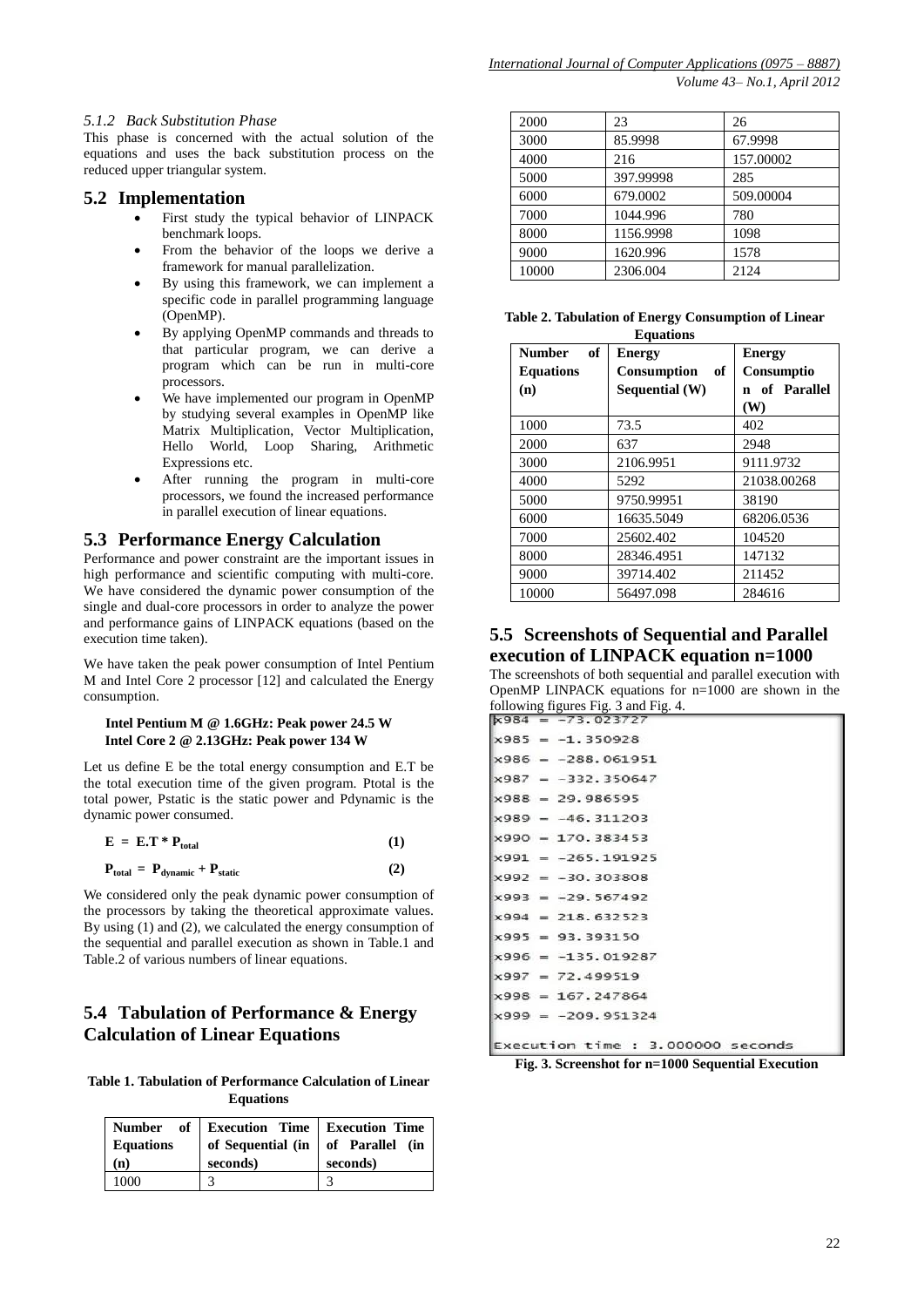### 5.1.2 Back Substitution Phase

This phase is concerned with the actual solution of the equations and uses the back substitution process on the reduced upper triangular system.

## 5.2 Implementation

- First study the typical behavior of LINPACK benchmark loops.
- From the behavior of the loops we derive a framework for manual parallelization.
- By using this framework, we can implement a specific code in parallel programming language (OpenMP).
- By applying OpenMP commands and threads to that particular program, we can derive a program which can be run in multi-core processors.
- We have implemented our program in OpenMP by studying several examples in OpenMP like Matrix Multiplication, Vector Multiplication, Hello World, Loop Sharing, Arithmetic Expressions etc.
- After running the program in multi-core processors, we found the increased performance in parallel execution of linear equations.

## 5.3 Performance Energy Calculation

Performance and power constraint are the important issues in high performance and scientific computing with multi-core. We have considered the dynamic power consumption of the single and dual-core processors in order to analyze the power and performance gains of LINPACK equations (based on the execution time taken).

We have taken the peak power consumption of Intel Pentium M and Intel Core 2 processor [12] and calculated the Energy consumption.

**Intel Pentium M @ 1.6GHz: Peak power 24.5 W**
**Intel Core 2 @ 2.13GHz: Peak power 134 W**

Let us define E be the total energy consumption and E.T be the total execution time of the given program. Ptotal is the total power, Pstatic is the static power and Pdynamic is the dynamic power consumed.

$$E = E.T * P_{total} \quad (1)$$

$$P_{total} = P_{dynamic} + P_{static} \quad (2)$$

We considered only the peak dynamic power consumption of the processors by taking the theoretical approximate values. By using (1) and (2), we calculated the energy consumption of the sequential and parallel execution as shown in Table.1 and Table.2 of various numbers of linear equations.

## 5.4 Tabulation of Performance & Energy Calculation of Linear Equations

**Table 1. Tabulation of Performance Calculation of Linear Equations**

| Number of Equations (n) | Execution Time of Sequential (in seconds) | Execution Time of Parallel (in seconds) |
|---|---|---|
| 1000 | 3 | 3 |
| 2000 | 23 | 26 |
| 3000 | 85.9998 | 67.9998 |
| 4000 | 216 | 157.00002 |
| 5000 | 397.99998 | 285 |
| 6000 | 679.0002 | 509.00004 |
| 7000 | 1044.996 | 780 |
| 8000 | 1156.9998 | 1098 |
| 9000 | 1620.996 | 1578 |
| 10000 | 2306.004 | 2124 |

**Table 2. Tabulation of Energy Consumption of Linear Equations**

| Number of Equations (n) | Energy Consumption of Sequential (W) | Energy Consumption of Parallel (W) |
|---|---|---|
| 1000 | 73.5 | 402 |
| 2000 | 637 | 2948 |
| 3000 | 2106.9951 | 9111.9732 |
| 4000 | 5292 | 21038.00268 |
| 5000 | 9750.99951 | 38190 |
| 6000 | 16635.5049 | 68206.0536 |
| 7000 | 25602.402 | 104520 |
| 8000 | 28346.4951 | 147132 |
| 9000 | 39714.402 | 211452 |
| 10000 | 56497.098 | 284616 |

## 5.5 Screenshots of Sequential and Parallel execution of LINPACK equation n=1000

The screenshots of both sequential and parallel execution with OpenMP LINPACK equations for n=1000 are shown in the following figures Fig. 3 and Fig. 4.

```
x984 = -73.023727
x985 = -1.350928
x986 = -288.061951
x987 = -332.350647
x988 = 29.986595
x989 = -46.311203
x990 = 170.383453
x991 = -265.191925
x992 = -30.303808
x993 = -29.567492
x994 = 218.632523
x995 = 93.393150
x996 = -135.019287
x997 = 72.499519
x998 = 167.247864
x999 = -209.951324

Execution time : 3.000000 seconds
```

**Fig. 3. Screenshot for n=1000 Sequential Execution**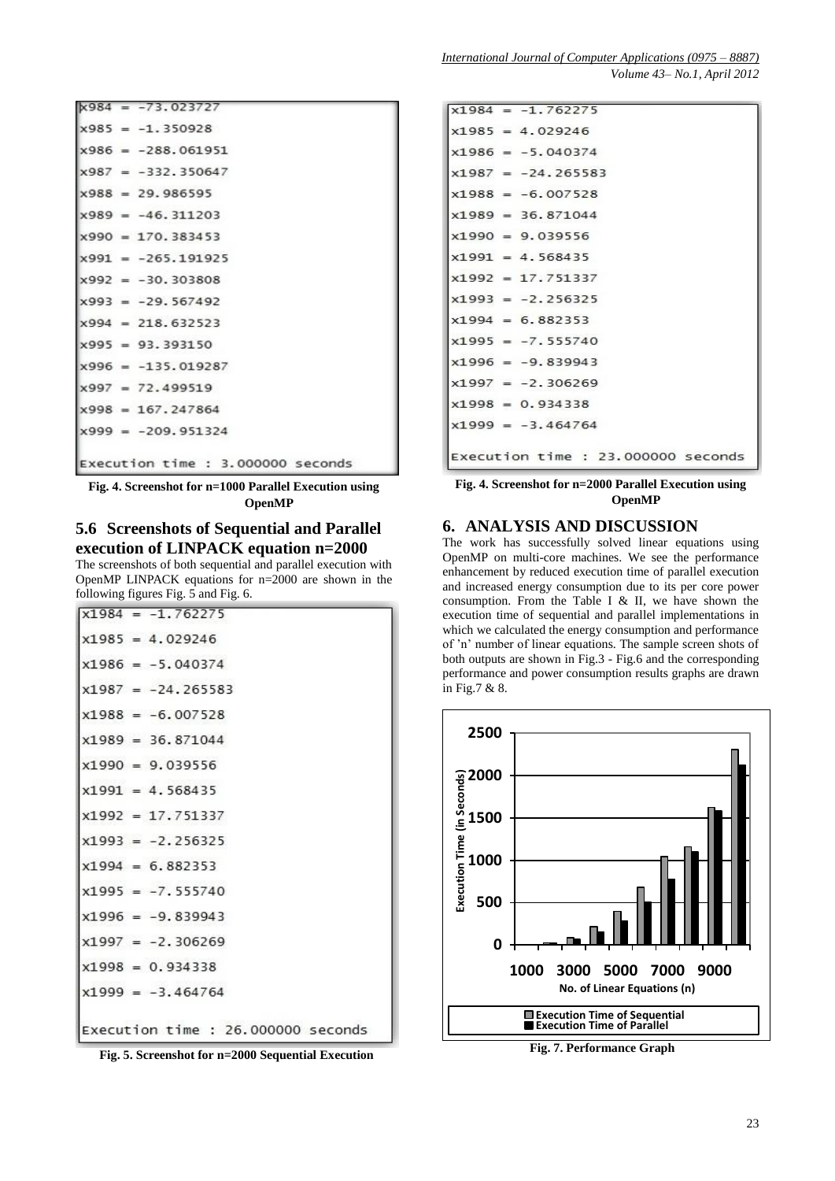```
x984 = -73.023727
x985 = -1.350928
x986 = -288.061951
x987 = -332.350647
x988 = 29.986595
x989 = -46.311203
x990 = 170.383453
x991 = -265.191925
x992 = -30.303808
x993 = -29.567492
x994 = 218.632523
x995 = 93.393150
x996 = -135.019287
x997 = 72.499519
x998 = 167.247864
x999 = -209.951324

Execution time : 3.000000 seconds
```

**Fig. 4. Screenshot for n=1000 Parallel Execution using OpenMP**

## 5.6 Screenshots of Sequential and Parallel execution of LINPACK equation n=2000

The screenshots of both sequential and parallel execution with OpenMP LINPACK equations for n=2000 are shown in the following figures Fig. 5 and Fig. 6.

```
x1984 = -1.762275
x1985 = 4.029246
x1986 = -5.040374
x1987 = -24.265583
x1988 = -6.007528
x1989 = 36.871044
x1990 = 9.039556
x1991 = 4.568435
x1992 = 17.751337
x1993 = -2.256325
x1994 = 6.882353
x1995 = -7.555740
x1996 = -9.839943
x1997 = -2.306269
x1998 = 0.934338
x1999 = -3.464764

Execution time : 26.000000 seconds
```

**Fig. 5. Screenshot for n=2000 Sequential Execution**

```
x1984 = -1.762275
x1985 = 4.029246
x1986 = -5.040374
x1987 = -24.265583
x1988 = -6.007528
x1989 = 36.871044
x1990 = 9.039556
x1991 = 4.568435
x1992 = 17.751337
x1993 = -2.256325
x1994 = 6.882353
x1995 = -7.555740
x1996 = -9.839943
x1997 = -2.306269
x1998 = 0.934338
x1999 = -3.464764

Execution time : 23.000000 seconds
```

**Fig. 4. Screenshot for n=2000 Parallel Execution using OpenMP**

# 6. ANALYSIS AND DISCUSSION

The work has successfully solved linear equations using OpenMP on multi-core machines. We see the performance enhancement by reduced execution time of parallel execution and increased energy consumption due to its per core power consumption. From the Table I & II, we have shown the execution time of sequential and parallel implementations in which we calculated the energy consumption and performance of 'n' number of linear equations. The sample screen shots of both outputs are shown in Fig.3 - Fig.6 and the corresponding performance and power consumption results graphs are drawn in Fig.7 & 8.

**Fig. 7. Performance Graph**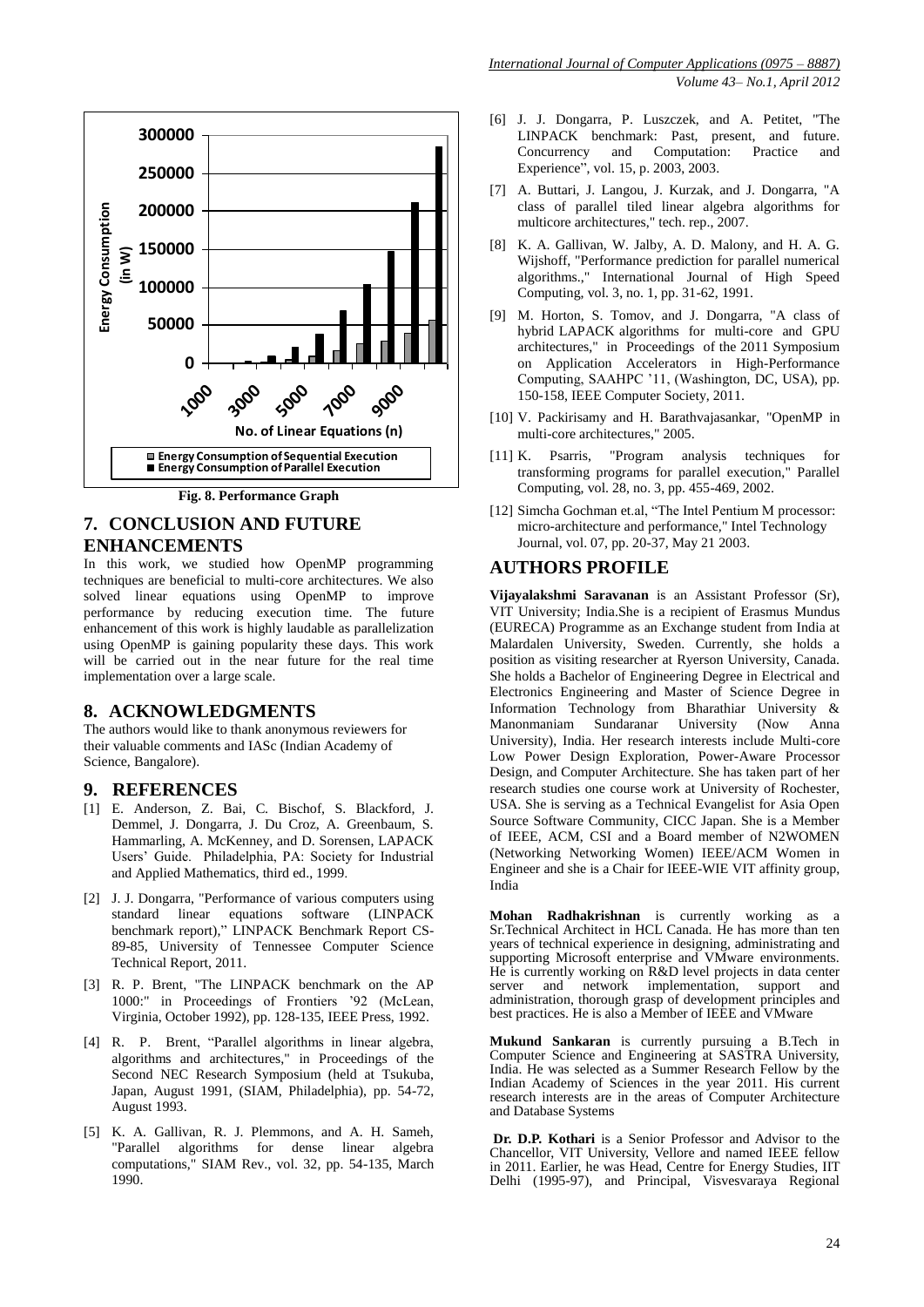**Fig. 8. Performance Graph**

## 7. CONCLUSION AND FUTURE ENHANCEMENTS

In this work, we studied how OpenMP programming techniques are beneficial to multi-core architectures. We also solved linear equations using OpenMP to improve performance by reducing execution time. The future enhancement of this work is highly laudable as parallelization using OpenMP is gaining popularity these days. This work will be carried out in the near future for the real time implementation over a large scale.

## 8. ACKNOWLEDGMENTS

The authors would like to thank anonymous reviewers for their valuable comments and IASc (Indian Academy of Science, Bangalore).

## 9. REFERENCES

[1] E. Anderson, Z. Bai, C. Bischof, S. Blackford, J. Demmel, J. Dongarra, J. Du Croz, A. Greenbaum, S. Hammarling, A. McKenney, and D. Sorensen, LAPACK Users' Guide. Philadelphia, PA: Society for Industrial and Applied Mathematics, third ed., 1999.

[2] J. J. Dongarra, "Performance of various computers using standard linear equations software (LINPACK benchmark report)," LINPACK Benchmark Report CS-89-85, University of Tennessee Computer Science Technical Report, 2011.

[3] R. P. Brent, "The LINPACK benchmark on the AP 1000:" in Proceedings of Frontiers '92 (McLean, Virginia, October 1992), pp. 128-135, IEEE Press, 1992.

[4] R. P. Brent, "Parallel algorithms in linear algebra, algorithms and architectures," in Proceedings of the Second NEC Research Symposium (held at Tsukuba, Japan, August 1991, (SIAM, Philadelphia), pp. 54-72, August 1993.

[5] K. A. Gallivan, R. J. Plemmons, and A. H. Sameh, "Parallel algorithms for dense linear algebra computations," SIAM Rev., vol. 32, pp. 54-135, March 1990.

[6] J. J. Dongarra, P. Luszczek, and A. Petitet, "The LINPACK benchmark: Past, present, and future. Concurrency and Computation: Practice and Experience", vol. 15, p. 2003, 2003.

[7] A. Buttari, J. Langou, J. Kurzak, and J. Dongarra, "A class of parallel tiled linear algebra algorithms for multicore architectures," tech. rep., 2007.

[8] K. A. Gallivan, W. Jalby, A. D. Malony, and H. A. G. Wijshoff, "Performance prediction for parallel numerical algorithms.," International Journal of High Speed Computing, vol. 3, no. 1, pp. 31-62, 1991.

[9] M. Horton, S. Tomov, and J. Dongarra, "A class of hybrid LAPACK algorithms for multi-core and GPU architectures," in Proceedings of the 2011 Symposium on Application Accelerators in High-Performance Computing, SAAHPC '11, (Washington, DC, USA), pp. 150-158, IEEE Computer Society, 2011.

[10] V. Packirisamy and H. Barathvajasankar, "OpenMP in multi-core architectures," 2005.

[11] K. Psarris, "Program analysis techniques for transforming programs for parallel execution," Parallel Computing, vol. 28, no. 3, pp. 455-469, 2002.

[12] Simcha Gochman et.al, "The Intel Pentium M processor: micro-architecture and performance," Intel Technology Journal, vol. 07, pp. 20-37, May 21 2003.

## AUTHORS PROFILE

**Vijayalakshmi Saravanan** is an Assistant Professor (Sr), VIT University; India.She is a recipient of Erasmus Mundus (EURECA) Programme as an Exchange student from India at Malardalen University, Sweden. Currently, she holds a position as visiting researcher at Ryerson University, Canada. She holds a Bachelor of Engineering Degree in Electrical and Electronics Engineering and Master of Science Degree in Information Technology from Bharathiar University & Manonmaniam Sundaranar University (Now Anna University), India. Her research interests include Multi-core Low Power Design Exploration, Power-Aware Processor Design, and Computer Architecture. She has taken part of her research studies one course work at University of Rochester, USA. She is serving as a Technical Evangelist for Asia Open Source Software Community, CICC Japan. She is a Member of IEEE, ACM, CSI and a Board member of N2WOMEN (Networking Networking Women) IEEE/ACM Women in Engineer and she is a Chair for IEEE-WIE VIT affinity group, India

**Mohan Radhakrishnan** is currently working as a Sr.Technical Architect in HCL Canada. He has more than ten years of technical experience in designing, administrating and supporting Microsoft enterprise and VMware environments. He is currently working on R&D level projects in data center server and network implementation, support and administration, thorough grasp of development principles and best practices. He is also a Member of IEEE and VMware

**Mukund Sankaran** is currently pursuing a B.Tech in Computer Science and Engineering at SASTRA University, India. He was selected as a Summer Research Fellow by the Indian Academy of Sciences in the year 2011. His current research interests are in the areas of Computer Architecture and Database Systems

**Dr. D.P. Kothari** is a Senior Professor and Advisor to the Chancellor, VIT University, Vellore and named IEEE fellow in 2011. Earlier, he was Head, Centre for Energy Studies, IIT Delhi (1995-97), and Principal, Visvesvaraya Regional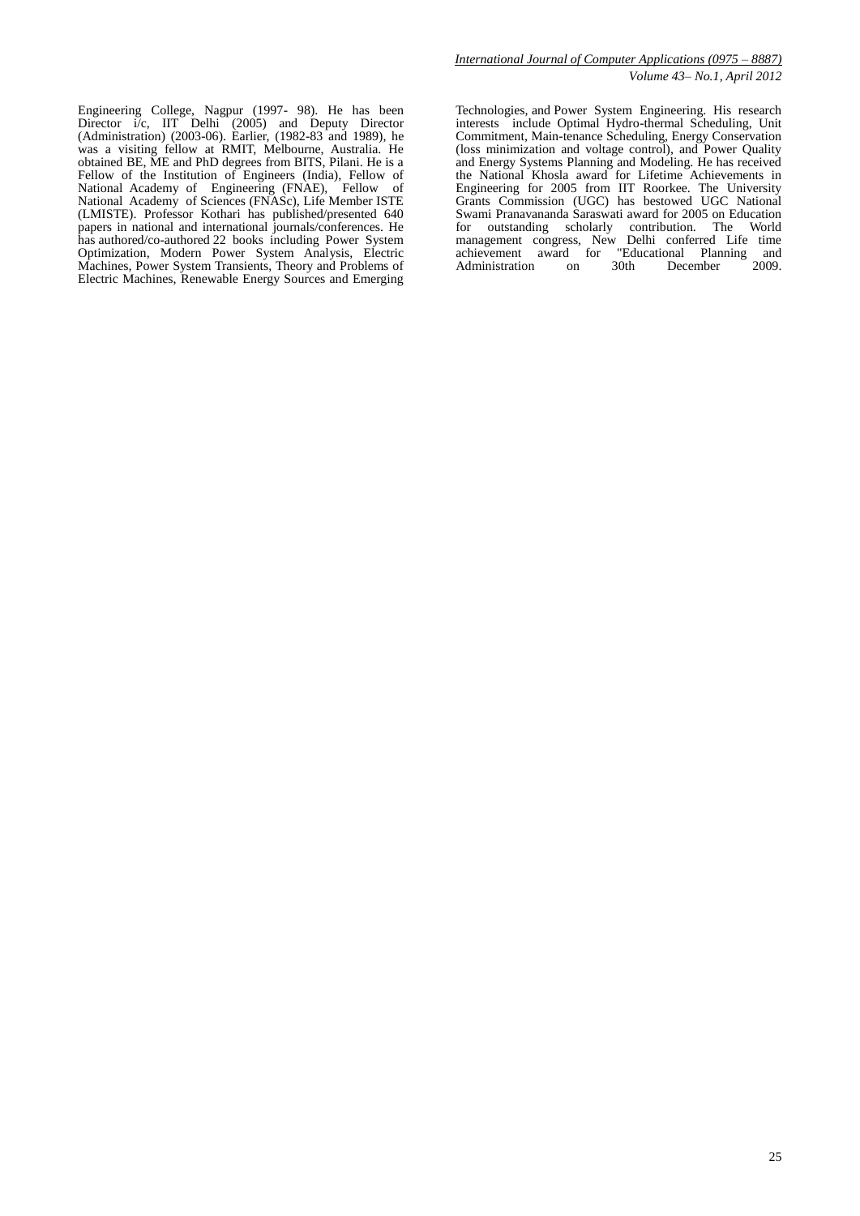Engineering College, Nagpur (1997- 98). He has been Director i/c, IIT Delhi (2005) and Deputy Director (Administration) (2003-06). Earlier, (1982-83 and 1989), he was a visiting fellow at RMIT, Melbourne, Australia. He obtained BE, ME and PhD degrees from BITS, Pilani. He is a Fellow of the Institution of Engineers (India), Fellow of National Academy of Engineering (FNAE), Fellow of National Academy of Sciences (FNASc), Life Member ISTE (LMISTE). Professor Kothari has published/presented 640 papers in national and international journals/conferences. He has authored/co-authored 22 books including Power System Optimization, Modern Power System Analysis, Electric Machines, Power System Transients, Theory and Problems of Electric Machines, Renewable Energy Sources and Emerging Technologies, and Power System Engineering. His research interests include Optimal Hydro-thermal Scheduling, Unit Commitment, Main-tenance Scheduling, Energy Conservation (loss minimization and voltage control), and Power Quality and Energy Systems Planning and Modeling. He has received the National Khosla award for Lifetime Achievements in Engineering for 2005 from IIT Roorkee. The University Grants Commission (UGC) has bestowed UGC National Swami Pranavananda Saraswati award for 2005 on Education for outstanding scholarly contribution. The World management congress, New Delhi conferred Life time achievement award for "Educational Planning and Administration on 30th December 2009.